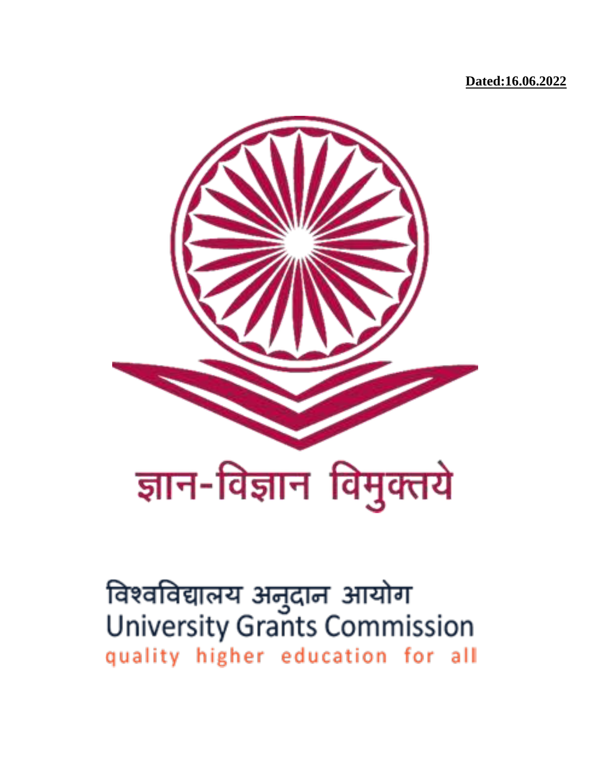**Dated:16.06.2022**

ज्ञान-विज्ञान विमुक्तये

विश्वविद्यालय अनुदान आयोग

University Grants Commission

quality higher education for all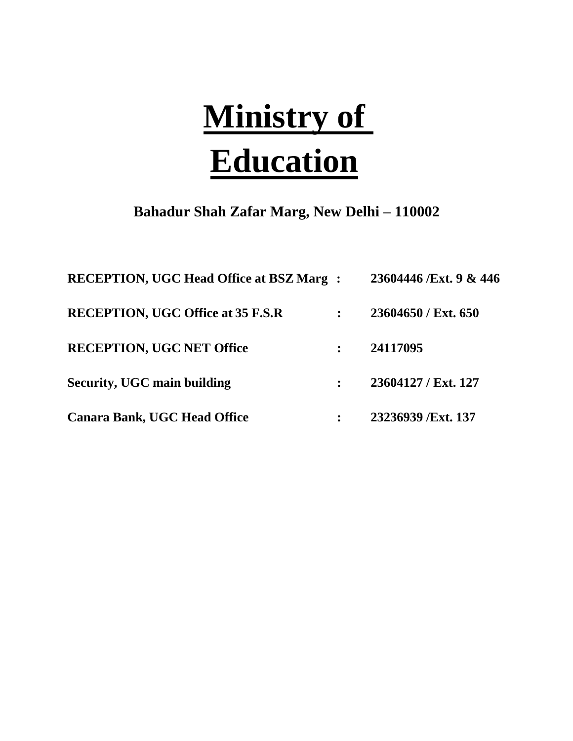# Ministry of Education

**Bahadur Shah Zafar Marg, New Delhi – 110002**

| | | |
|---|---|---|
| **RECEPTION, UGC Head Office at BSZ Marg** | **:** | **23604446 /Ext. 9 & 446** |
| **RECEPTION, UGC Office at 35 F.S.R** | **:** | **23604650 / Ext. 650** |
| **RECEPTION, UGC NET Office** | **:** | **24117095** |
| **Security, UGC main building** | **:** | **23604127 / Ext. 127** |
| **Canara Bank, UGC Head Office** | **:** | **23236939 /Ext. 137** |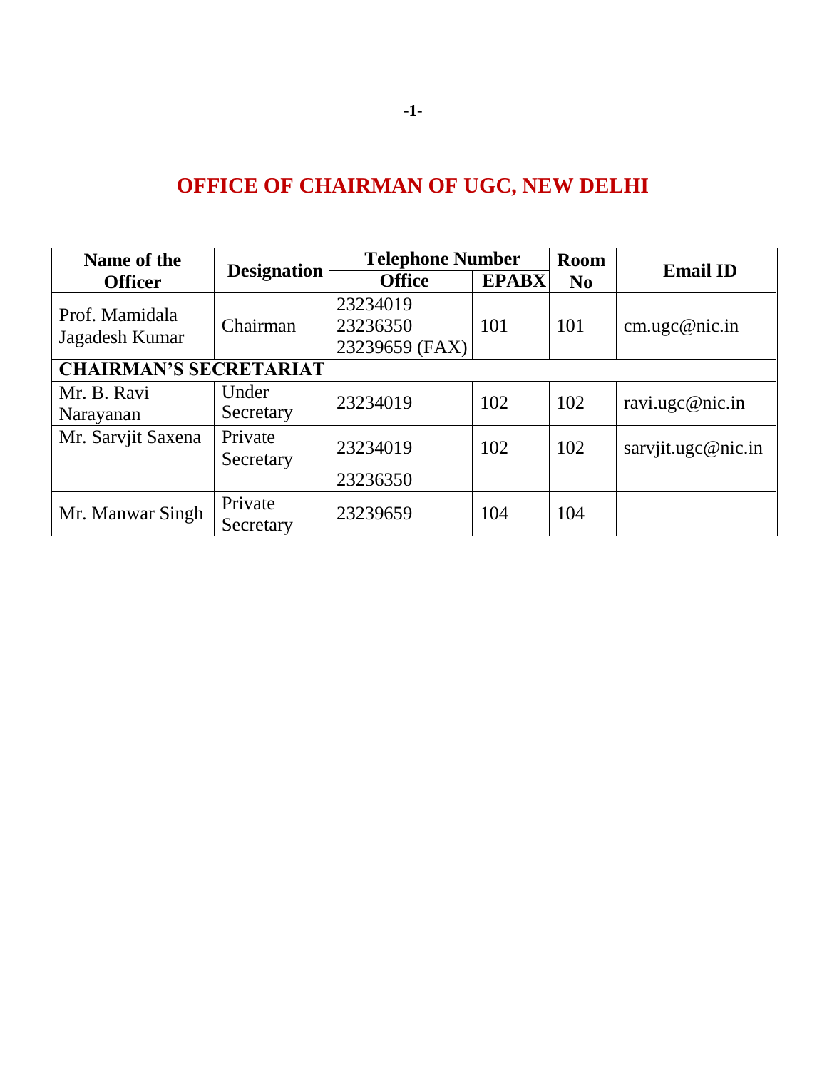# OFFICE OF CHAIRMAN OF UGC, NEW DELHI

| Name of the Officer | Designation | Telephone Number | | Room No | Email ID |
|---|---|---|---|---|---|
| | | Office | EPABX | | |
| Prof. Mamidala Jagadesh Kumar | Chairman | 23234019 23236350 23239659 (FAX) | 101 | 101 | cm.ugc@nic.in |
| **CHAIRMAN'S SECRETARIAT** | | | | | |
| Mr. B. Ravi Narayanan | Under Secretary | 23234019 | 102 | 102 | ravi.ugc@nic.in |
| Mr. Sarvjit Saxena | Private Secretary | 23234019 23236350 | 102 | 102 | sarvjit.ugc@nic.in |
| Mr. Manwar Singh | Private Secretary | 23239659 | 104 | 104 | |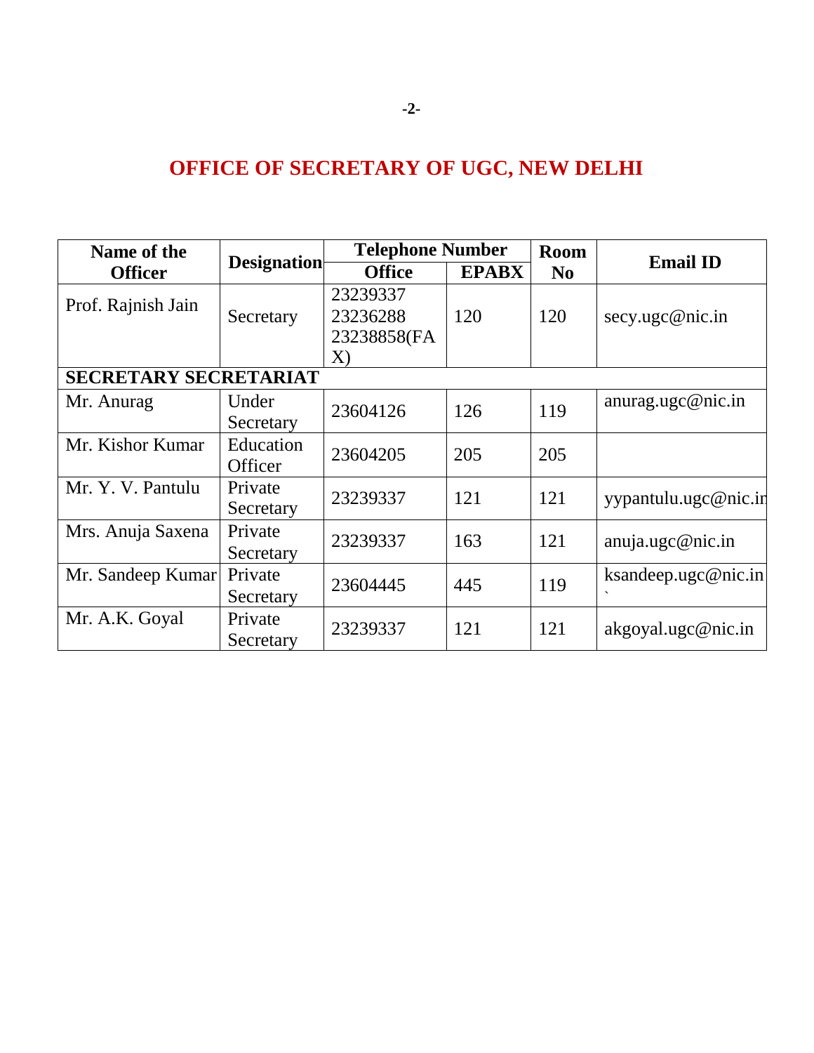# OFFICE OF SECRETARY OF UGC, NEW DELHI

| Name of the Officer | Designation | Telephone Number | | Room No | Email ID |
|---|---|---|---|---|---|
| | | Office | EPABX | | |
| Prof. Rajnish Jain | Secretary | 23239337 23236288 23238858(FAX) | 120 | 120 | secy.ugc@nic.in |
| **SECRETARY SECRETARIAT** | | | | | |
| Mr. Anurag | Under Secretary | 23604126 | 126 | 119 | anurag.ugc@nic.in |
| Mr. Kishor Kumar | Education Officer | 23604205 | 205 | 205 | |
| Mr. Y. V. Pantulu | Private Secretary | 23239337 | 121 | 121 | yypantulu.ugc@nic.in |
| Mrs. Anuja Saxena | Private Secretary | 23239337 | 163 | 121 | anuja.ugc@nic.in |
| Mr. Sandeep Kumar | Private Secretary | 23604445 | 445 | 119 | ksandeep.ugc@nic.in ` |
| Mr. A.K. Goyal | Private Secretary | 23239337 | 121 | 121 | akgoyal.ugc@nic.in |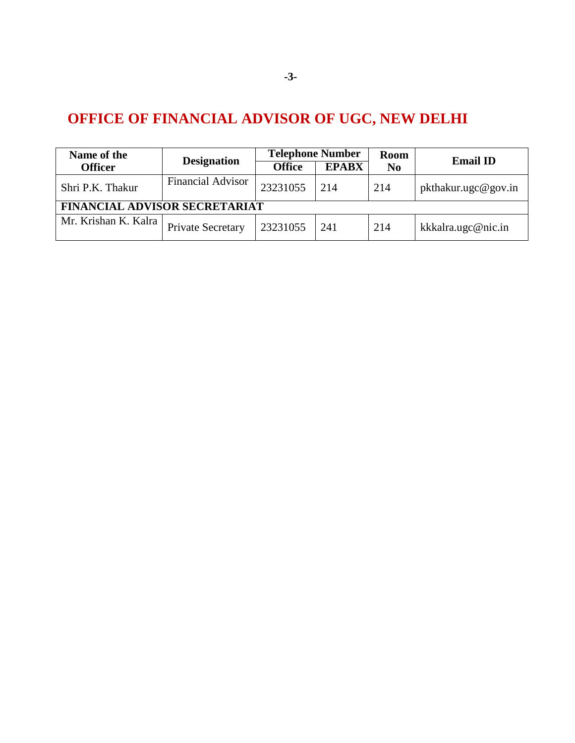# OFFICE OF FINANCIAL ADVISOR OF UGC, NEW DELHI

| Name of the Officer | Designation | Telephone Number | | Room No | Email ID |
|---|---|---|---|---|---|
| | | Office | EPABX | | |
| Shri P.K. Thakur | Financial Advisor | 23231055 | 214 | 214 | pkthakur.ugc@gov.in |
| **FINANCIAL ADVISOR SECRETARIAT** | | | | | |
| Mr. Krishan K. Kalra | Private Secretary | 23231055 | 241 | 214 | kkkalra.ugc@nic.in |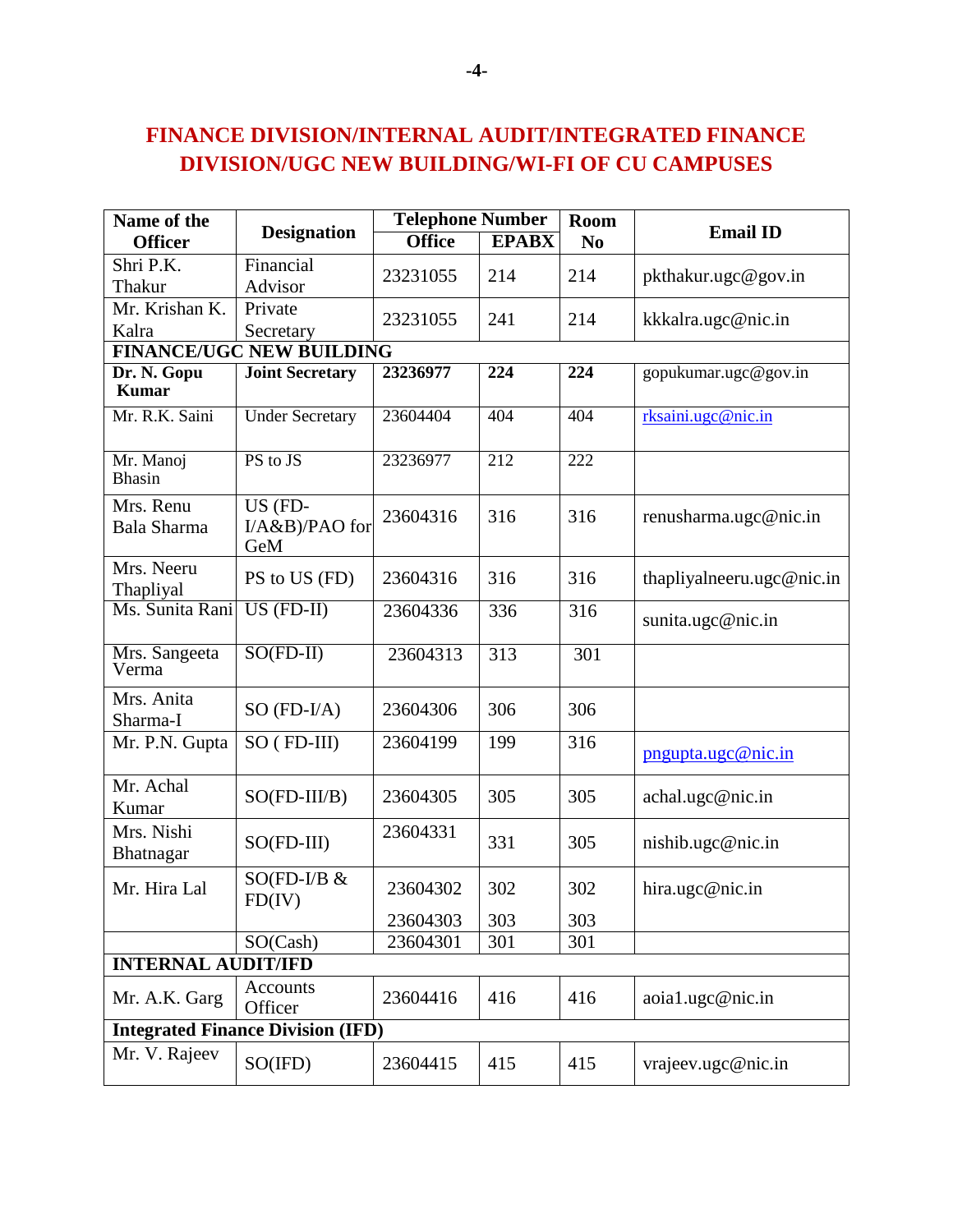## FINANCE DIVISION/INTERNAL AUDIT/INTEGRATED FINANCE DIVISION/UGC NEW BUILDING/WI-FI OF CU CAMPUSES

| Name of the Officer | Designation | Telephone Number | | Room No | Email ID |
|---|---|---|---|---|---|
| | | Office | EPABX | | |
| Shri P.K. Thakur | Financial Advisor | 23231055 | 214 | 214 | pkthakur.ugc@gov.in |
| Mr. Krishan K. Kalra | Private Secretary | 23231055 | 241 | 214 | kkkalra.ugc@nic.in |
| **FINANCE/UGC NEW BUILDING** | | | | | |
| **Dr. N. Gopu Kumar** | **Joint Secretary** | **23236977** | **224** | **224** | gopukumar.ugc@gov.in |
| Mr. R.K. Saini | Under Secretary | 23604404 | 404 | 404 | rksaini.ugc@nic.in |
| Mr. Manoj Bhasin | PS to JS | 23236977 | 212 | 222 | |
| Mrs. Renu Bala Sharma | US (FD-I/A&B)/PAO for GeM | 23604316 | 316 | 316 | renusharma.ugc@nic.in |
| Mrs. Neeru Thapliyal | PS to US (FD) | 23604316 | 316 | 316 | thapliyalneeru.ugc@nic.in |
| Ms. Sunita Rani | US (FD-II) | 23604336 | 336 | 316 | sunita.ugc@nic.in |
| Mrs. Sangeeta Verma | SO(FD-II) | 23604313 | 313 | 301 | |
| Mrs. Anita Sharma-I | SO (FD-I/A) | 23604306 | 306 | 306 | |
| Mr. P.N. Gupta | SO ( FD-III) | 23604199 | 199 | 316 | pngupta.ugc@nic.in |
| Mr. Achal Kumar | SO(FD-III/B) | 23604305 | 305 | 305 | achal.ugc@nic.in |
| Mrs. Nishi Bhatnagar | SO(FD-III) | 23604331 | 331 | 305 | nishib.ugc@nic.in |
| Mr. Hira Lal | SO(FD-I/B & FD(IV) | 23604302<br>23604303 | 302<br>303 | 302<br>303 | hira.ugc@nic.in |
| | SO(Cash) | 23604301 | 301 | 301 | |
| **INTERNAL AUDIT/IFD** | | | | | |
| Mr. A.K. Garg | Accounts Officer | 23604416 | 416 | 416 | aoia1.ugc@nic.in |
| **Integrated Finance Division (IFD)** | | | | | |
| Mr. V. Rajeev | SO(IFD) | 23604415 | 415 | 415 | vrajeev.ugc@nic.in |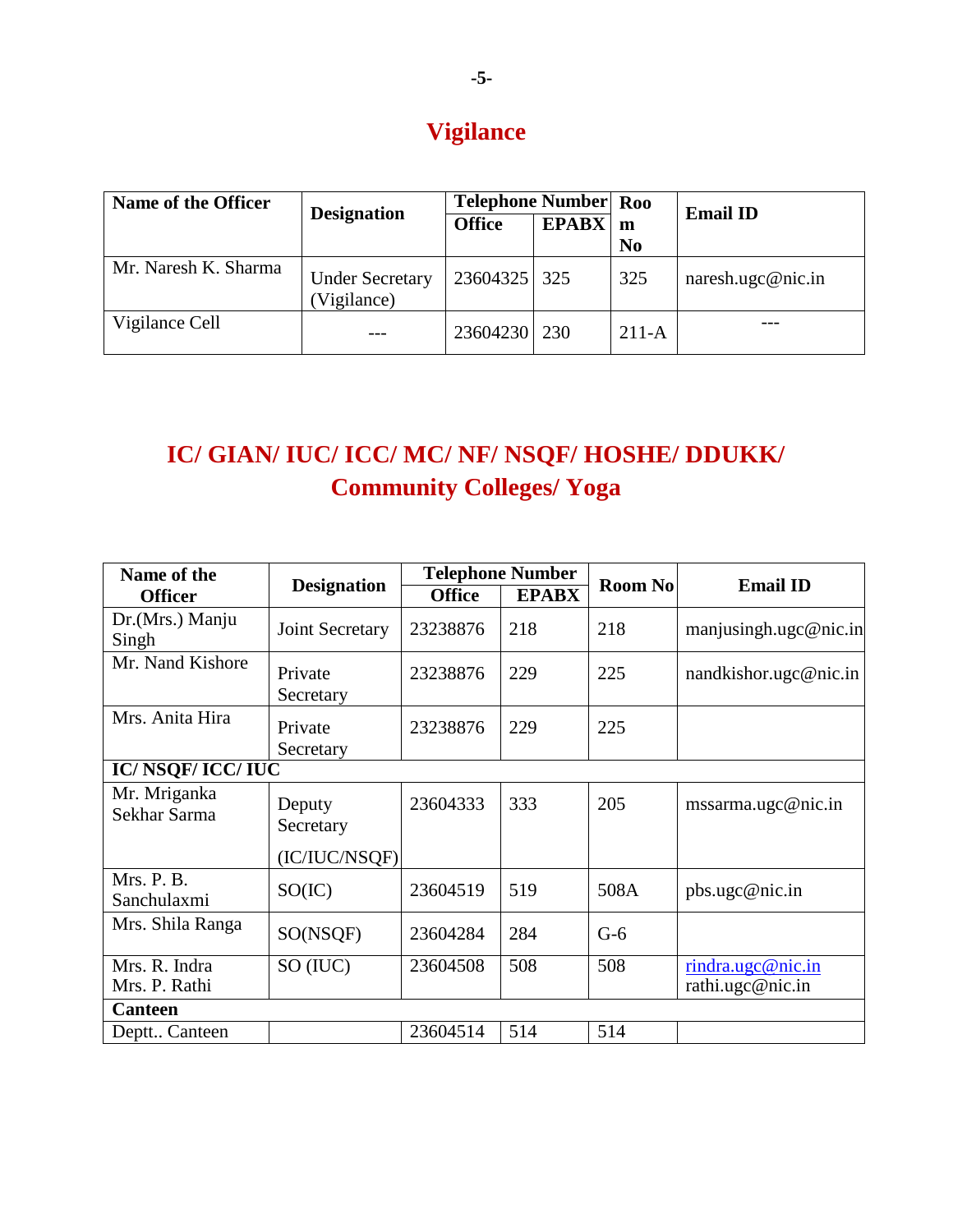## Vigilance

| Name of the Officer | Designation | Telephone Number | | Room No | Email ID |
|---|---|---|---|---|---|
| | | Office | EPABX | | |
| Mr. Naresh K. Sharma | Under Secretary (Vigilance) | 23604325 | 325 | 325 | naresh.ugc@nic.in |
| Vigilance Cell | --- | 23604230 | 230 | 211-A | --- |

## IC/ GIAN/ IUC/ ICC/ MC/ NF/ NSQF/ HOSHE/ DDUKK/ Community Colleges/ Yoga

| Name of the Officer | Designation | Telephone Number | | Room No | Email ID |
|---|---|---|---|---|---|
| | | Office | EPABX | | |
| Dr.(Mrs.) Manju Singh | Joint Secretary | 23238876 | 218 | 218 | manjusingh.ugc@nic.in |
| Mr. Nand Kishore | Private Secretary | 23238876 | 229 | 225 | nandkishor.ugc@nic.in |
| Mrs. Anita Hira | Private Secretary | 23238876 | 229 | 225 | |
| **IC/ NSQF/ ICC/ IUC** | | | | | |
| Mr. Mriganka Sekhar Sarma | Deputy Secretary (IC/IUC/NSQF) | 23604333 | 333 | 205 | mssarma.ugc@nic.in |
| Mrs. P. B. Sanchulaxmi | SO(IC) | 23604519 | 519 | 508A | pbs.ugc@nic.in |
| Mrs. Shila Ranga | SO(NSQF) | 23604284 | 284 | G-6 | |
| Mrs. R. Indra<br>Mrs. P. Rathi | SO (IUC) | 23604508 | 508 | 508 | rindra.ugc@nic.in<br>rathi.ugc@nic.in |
| **Canteen** | | | | | |
| Deptt.. Canteen | | 23604514 | 514 | 514 | |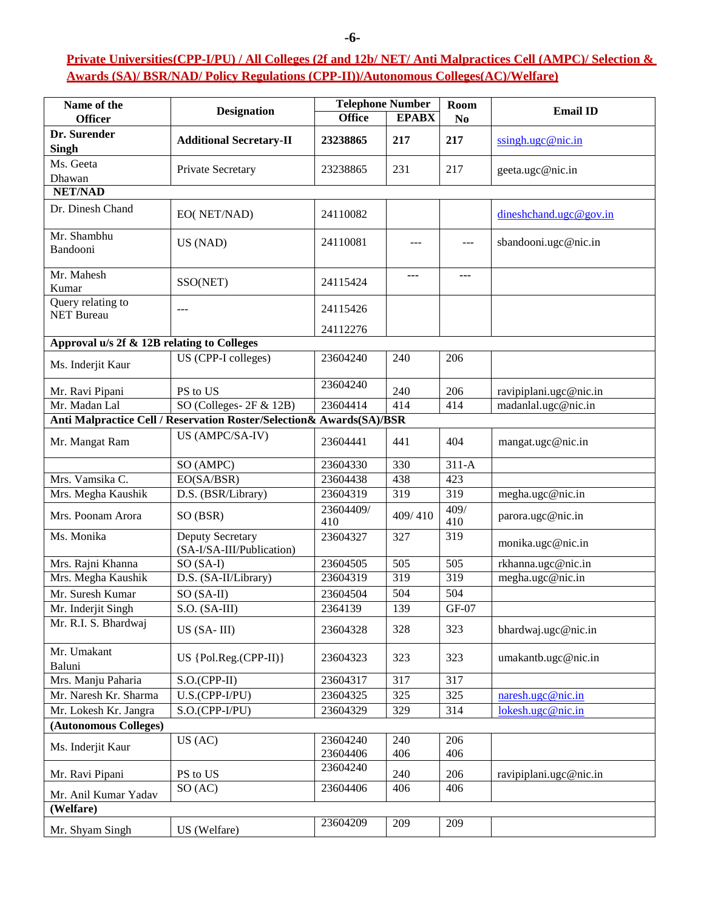## Private Universities(CPP-I/PU) / All Colleges (2f and 12b/ NET/ Anti Malpractices Cell (AMPC)/ Selection & Awards (SA)/ BSR/NAD/ Policy Regulations (CPP-II))/Autonomous Colleges(AC)/Welfare)

| Name of the Officer | Designation | Telephone Number | | Room No | Email ID |
|---|---|---|---|---|---|
| | | Office | EPABX | | |
| **Dr. Surender Singh** | **Additional Secretary-II** | **23238865** | **217** | **217** | ssingh.ugc@nic.in |
| Ms. Geeta Dhawan | Private Secretary | 23238865 | 231 | 217 | geeta.ugc@nic.in |
| **NET/NAD** | | | | | |
| Dr. Dinesh Chand | EO( NET/NAD) | 24110082 | | | dineshchand.ugc@gov.in |
| Mr. Shambhu Bandooni | US (NAD) | 24110081 | --- | --- | sbandooni.ugc@nic.in |
| Mr. Mahesh Kumar | SSO(NET) | 24115424 | --- | --- | |
| Query relating to NET Bureau | --- | 24115426 24112276 | | | |
| **Approval u/s 2f & 12B relating to Colleges** | | | | | |
| Ms. Inderjit Kaur | US (CPP-I colleges) | 23604240 | 240 | 206 | |
| Mr. Ravi Pipani | PS to US | 23604240 | 240 | 206 | ravipiplani.ugc@nic.in |
| Mr. Madan Lal | SO (Colleges- 2F & 12B) | 23604414 | 414 | 414 | madanlal.ugc@nic.in |
| **Anti Malpractice Cell / Reservation Roster/Selection& Awards(SA)/BSR** | | | | | |
| Mr. Mangat Ram | US (AMPC/SA-IV) | 23604441 | 441 | 404 | mangat.ugc@nic.in |
| | SO (AMPC) | 23604330 | 330 | 311-A | |
| Mrs. Vamsika C. | EO(SA/BSR) | 23604438 | 438 | 423 | |
| Mrs. Megha Kaushik | D.S. (BSR/Library) | 23604319 | 319 | 319 | megha.ugc@nic.in |
| Mrs. Poonam Arora | SO (BSR) | 23604409/ 410 | 409/ 410 | 409/ 410 | parora.ugc@nic.in |
| Ms. Monika | Deputy Secretary (SA-I/SA-III/Publication) | 23604327 | 327 | 319 | monika.ugc@nic.in |
| Mrs. Rajni Khanna | SO (SA-I) | 23604505 | 505 | 505 | rkhanna.ugc@nic.in |
| Mrs. Megha Kaushik | D.S. (SA-II/Library) | 23604319 | 319 | 319 | megha.ugc@nic.in |
| Mr. Suresh Kumar | SO (SA-II) | 23604504 | 504 | 504 | |
| Mr. Inderjit Singh | S.O. (SA-III) | 2364139 | 139 | GF-07 | |
| Mr. R.I. S. Bhardwaj | US (SA- III) | 23604328 | 328 | 323 | bhardwaj.ugc@nic.in |
| Mr. Umakant Baluni | US {Pol.Reg.(CPP-II)} | 23604323 | 323 | 323 | umakantb.ugc@nic.in |
| Mrs. Manju Paharia | S.O.(CPP-II) | 23604317 | 317 | 317 | |
| Mr. Naresh Kr. Sharma | U.S.(CPP-I/PU) | 23604325 | 325 | 325 | naresh.ugc@nic.in |
| Mr. Lokesh Kr. Jangra | S.O.(CPP-I/PU) | 23604329 | 329 | 314 | lokesh.ugc@nic.in |
| **(Autonomous Colleges)** | | | | | |
| Ms. Inderjit Kaur | US (AC) | 23604240 23604406 | 240 406 | 206 406 | |
| Mr. Ravi Pipani | PS to US | 23604240 | 240 | 206 | ravipiplani.ugc@nic.in |
| Mr. Anil Kumar Yadav | SO (AC) | 23604406 | 406 | 406 | |
| **(Welfare)** | | | | | |
| Mr. Shyam Singh | US (Welfare) | 23604209 | 209 | 209 | |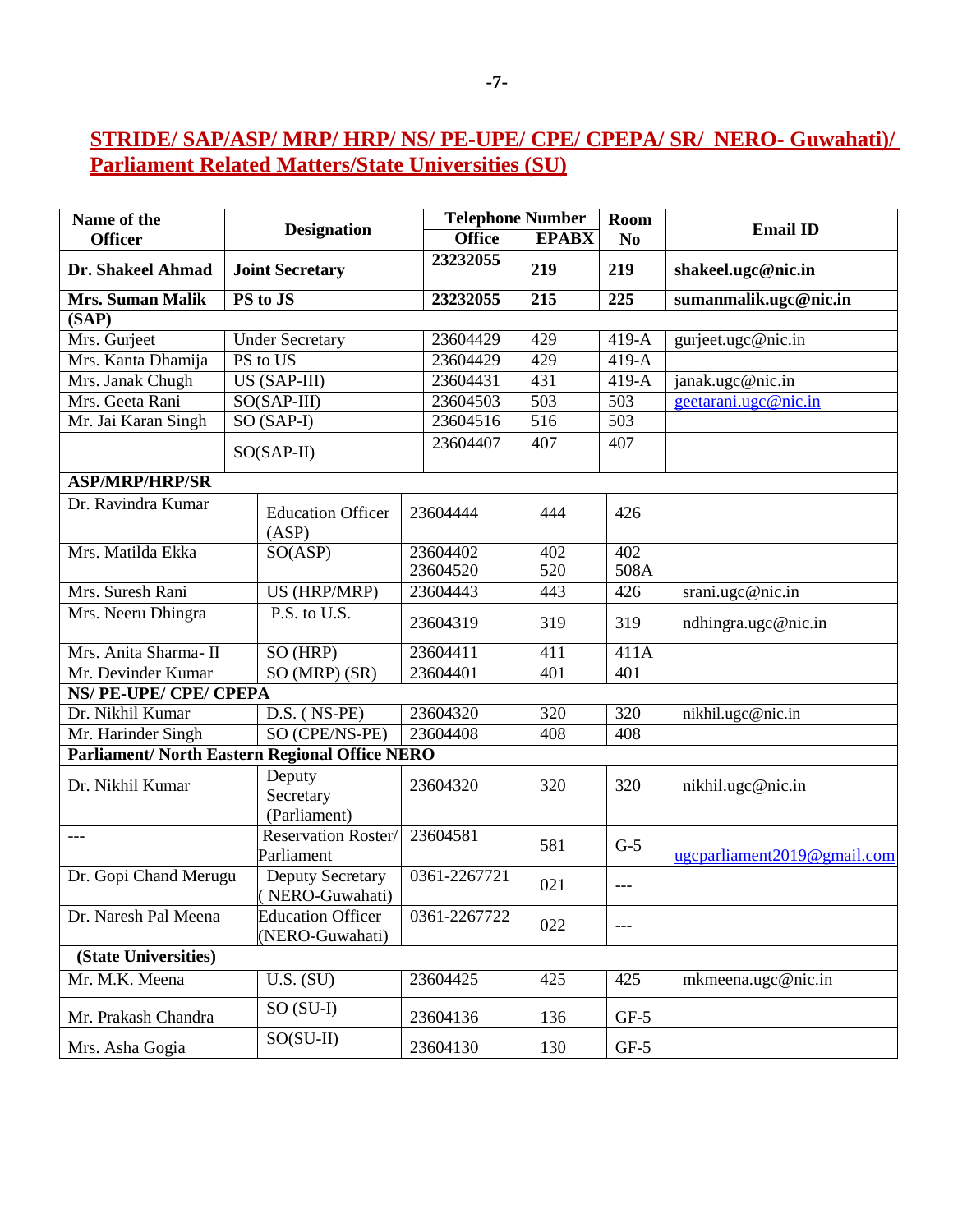## STRIDE/ SAP/ASP/ MRP/ HRP/ NS/ PE-UPE/ CPE/ CPEPA/ SR/ NERO- Guwahati)/ Parliament Related Matters/State Universities (SU)

| Name of the Officer | Designation | Telephone Number | | Room No | Email ID |
|---|---|---|---|---|---|
| | | Office | EPABX | | |
| **Dr. Shakeel Ahmad** | **Joint Secretary** | **23232055** | **219** | **219** | **shakeel.ugc@nic.in** |
| **Mrs. Suman Malik** | **PS to JS** | **23232055** | **215** | **225** | **sumanmalik.ugc@nic.in** |
| **(SAP)** | | | | | |
| Mrs. Gurjeet | Under Secretary | 23604429 | 429 | 419-A | gurjeet.ugc@nic.in |
| Mrs. Kanta Dhamija | PS to US | 23604429 | 429 | 419-A | |
| Mrs. Janak Chugh | US (SAP-III) | 23604431 | 431 | 419-A | janak.ugc@nic.in |
| Mrs. Geeta Rani | SO(SAP-III) | 23604503 | 503 | 503 | geetarani.ugc@nic.in |
| Mr. Jai Karan Singh | SO (SAP-I) | 23604516 | 516 | 503 | |
| | SO(SAP-II) | 23604407 | 407 | 407 | |
| **ASP/MRP/HRP/SR** | | | | | |
| Dr. Ravindra Kumar | Education Officer (ASP) | 23604444 | 444 | 426 | |
| Mrs. Matilda Ekka | SO(ASP) | 23604402 23604520 | 402 520 | 402 508A | |
| Mrs. Suresh Rani | US (HRP/MRP) | 23604443 | 443 | 426 | srani.ugc@nic.in |
| Mrs. Neeru Dhingra | P.S. to U.S. | 23604319 | 319 | 319 | ndhingra.ugc@nic.in |
| Mrs. Anita Sharma- II | SO (HRP) | 23604411 | 411 | 411A | |
| Mr. Devinder Kumar | SO (MRP) (SR) | 23604401 | 401 | 401 | |
| **NS/ PE-UPE/ CPE/ CPEPA** | | | | | |
| Dr. Nikhil Kumar | D.S. ( NS-PE) | 23604320 | 320 | 320 | nikhil.ugc@nic.in |
| Mr. Harinder Singh | SO (CPE/NS-PE) | 23604408 | 408 | 408 | |
| **Parliament/ North Eastern Regional Office NERO** | | | | | |
| Dr. Nikhil Kumar | Deputy Secretary (Parliament) | 23604320 | 320 | 320 | nikhil.ugc@nic.in |
| --- | Reservation Roster/ Parliament | 23604581 | 581 | G-5 | ugcparliament2019@gmail.com |
| Dr. Gopi Chand Merugu | Deputy Secretary ( NERO-Guwahati) | 0361-2267721 | 021 | --- | |
| Dr. Naresh Pal Meena | Education Officer (NERO-Guwahati) | 0361-2267722 | 022 | --- | |
| **(State Universities)** | | | | | |
| Mr. M.K. Meena | U.S. (SU) | 23604425 | 425 | 425 | mkmeena.ugc@nic.in |
| Mr. Prakash Chandra | SO (SU-I) | 23604136 | 136 | GF-5 | |
| Mrs. Asha Gogia | SO(SU-II) | 23604130 | 130 | GF-5 | |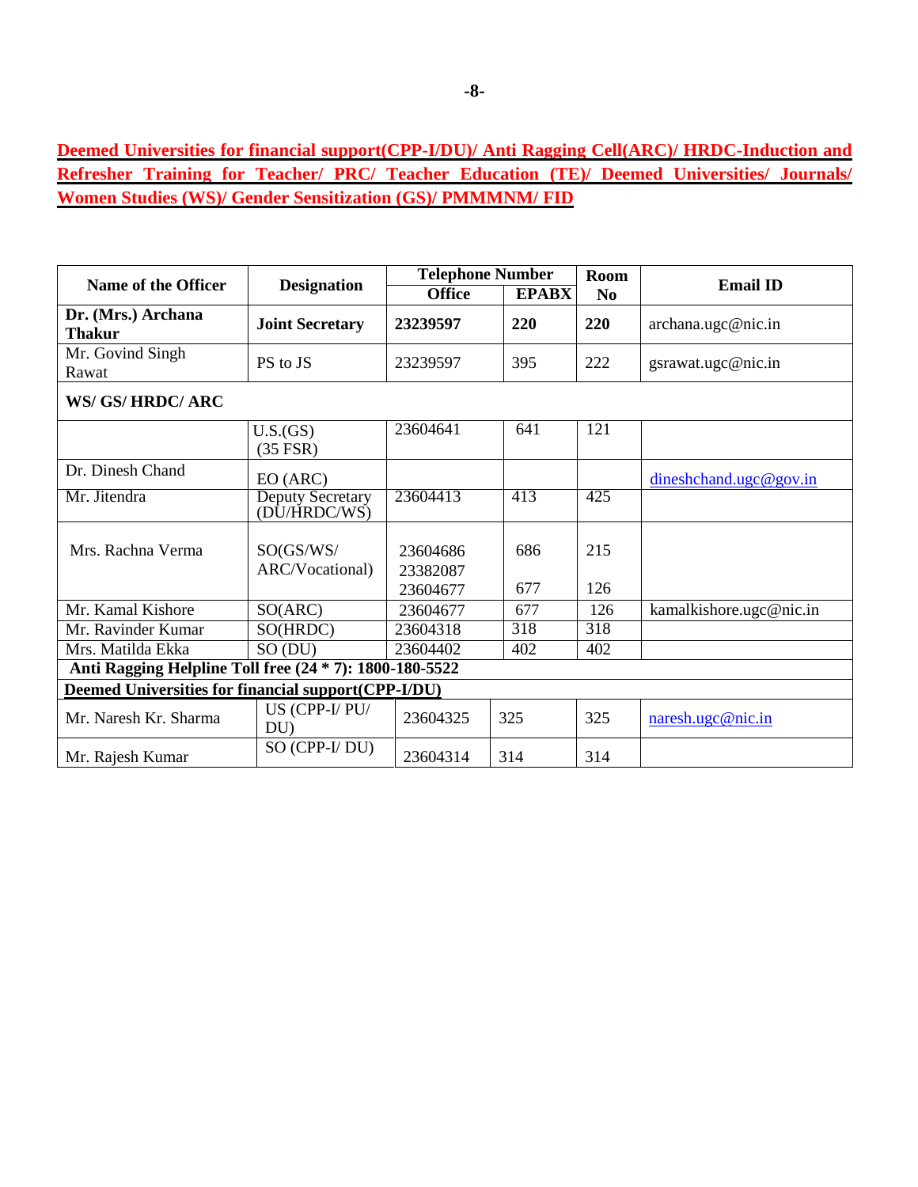**Deemed Universities for financial support(CPP-I/DU)/ Anti Ragging Cell(ARC)/ HRDC-Induction and Refresher Training for Teacher/ PRC/ Teacher Education (TE)/ Deemed Universities/ Journals/ Women Studies (WS)/ Gender Sensitization (GS)/ PMMMNM/ FID**

| Name of the Officer | Designation | Telephone Number | | Room No | Email ID |
|---|---|---|---|---|---|
| | | Office | EPABX | | |
| **Dr. (Mrs.) Archana Thakur** | **Joint Secretary** | **23239597** | **220** | **220** | archana.ugc@nic.in |
| Mr. Govind Singh Rawat | PS to JS | 23239597 | 395 | 222 | gsrawat.ugc@nic.in |
| **WS/ GS/ HRDC/ ARC** | | | | | |
| | U.S.(GS) (35 FSR) | 23604641 | 641 | 121 | |
| Dr. Dinesh Chand | EO (ARC) | | | | dineshchand.ugc@gov.in |
| Mr. Jitendra | Deputy Secretary (DU/HRDC/WS) | 23604413 | 413 | 425 | |
| Mrs. Rachna Verma | SO(GS/WS/ ARC/Vocational) | 23604686 23382087 23604677 | 686 677 | 215 126 | |
| Mr. Kamal Kishore | SO(ARC) | 23604677 | 677 | 126 | kamalkishore.ugc@nic.in |
| Mr. Ravinder Kumar | SO(HRDC) | 23604318 | 318 | 318 | |
| Mrs. Matilda Ekka | SO (DU) | 23604402 | 402 | 402 | |
| **Anti Ragging Helpline Toll free (24 * 7): 1800-180-5522** | | | | | |
| **Deemed Universities for financial support(CPP-I/DU)** | | | | | |
| Mr. Naresh Kr. Sharma | US (CPP-I/ PU/ DU) | 23604325 | 325 | 325 | naresh.ugc@nic.in |
| Mr. Rajesh Kumar | SO (CPP-I/ DU) | 23604314 | 314 | 314 | |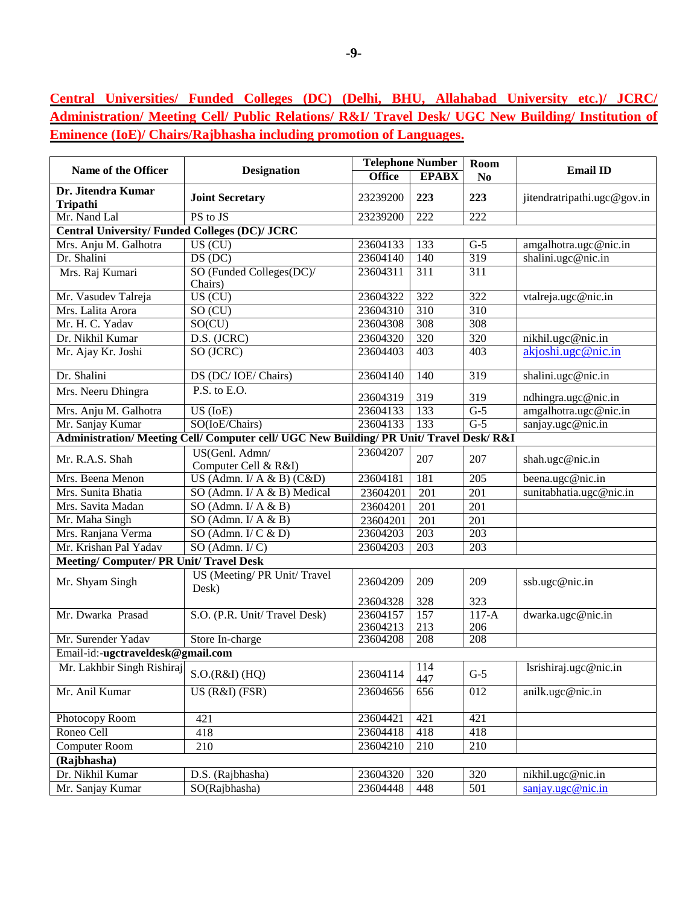**Central Universities/ Funded Colleges (DC) (Delhi, BHU, Allahabad University etc.)/ JCRC/ Administration/ Meeting Cell/ Public Relations/ R&I/ Travel Desk/ UGC New Building/ Institution of Eminence (IoE)/ Chairs/Rajbhasha including promotion of Languages.**

| Name of the Officer | Designation | Telephone Number | | Room No | Email ID |
|---|---|---|---|---|---|
| | | Office | EPABX | | |
| **Dr. Jitendra Kumar Tripathi** | **Joint Secretary** | 23239200 | **223** | **223** | jitendratripathi.ugc@gov.in |
| Mr. Nand Lal | PS to JS | 23239200 | 222 | 222 | |
| **Central University/ Funded Colleges (DC)/ JCRC** | | | | | |
| Mrs. Anju M. Galhotra | US (CU) | 23604133 | 133 | G-5 | amgalhotra.ugc@nic.in |
| Dr. Shalini | DS (DC) | 23604140 | 140 | 319 | shalini.ugc@nic.in |
| Mrs. Raj Kumari | SO (Funded Colleges(DC)/ Chairs) | 23604311 | 311 | 311 | |
| Mr. Vasudev Talreja | US (CU) | 23604322 | 322 | 322 | vtalreja.ugc@nic.in |
| Mrs. Lalita Arora | SO (CU) | 23604310 | 310 | 310 | |
| Mr. H. C. Yadav | SO(CU) | 23604308 | 308 | 308 | |
| Dr. Nikhil Kumar | D.S. (JCRC) | 23604320 | 320 | 320 | nikhil.ugc@nic.in |
| Mr. Ajay Kr. Joshi | SO (JCRC) | 23604403 | 403 | 403 | akjoshi.ugc@nic.in |
| Dr. Shalini | DS (DC/ IOE/ Chairs) | 23604140 | 140 | 319 | shalini.ugc@nic.in |
| Mrs. Neeru Dhingra | P.S. to E.O. | 23604319 | 319 | 319 | ndhingra.ugc@nic.in |
| Mrs. Anju M. Galhotra | US (IoE) | 23604133 | 133 | G-5 | amgalhotra.ugc@nic.in |
| Mr. Sanjay Kumar | SO(IoE/Chairs) | 23604133 | 133 | G-5 | sanjay.ugc@nic.in |
| **Administration/ Meeting Cell/ Computer cell/ UGC New Building/ PR Unit/ Travel Desk/ R&I** | | | | | |
| Mr. R.A.S. Shah | US(Genl. Admn/ Computer Cell & R&I) | 23604207 | 207 | 207 | shah.ugc@nic.in |
| Mrs. Beena Menon | US (Admn. I/ A & B) (C&D) | 23604181 | 181 | 205 | beena.ugc@nic.in |
| Mrs. Sunita Bhatia | SO (Admn. I/ A & B) Medical | 23604201 | 201 | 201 | sunitabhatia.ugc@nic.in |
| Mrs. Savita Madan | SO (Admn. I/ A & B) | 23604201 | 201 | 201 | |
| Mr. Maha Singh | SO (Admn. I/ A & B) | 23604201 | 201 | 201 | |
| Mrs. Ranjana Verma | SO (Admn. I/ C & D) | 23604203 | 203 | 203 | |
| Mr. Krishan Pal Yadav | SO (Admn. I/ C) | 23604203 | 203 | 203 | |
| **Meeting/ Computer/ PR Unit/ Travel Desk** | | | | | |
| Mr. Shyam Singh | US (Meeting/ PR Unit/ Travel Desk) | 23604209<br>23604328 | 209<br>328 | 209<br>323 | ssb.ugc@nic.in |
| Mr. Dwarka Prasad | S.O. (P.R. Unit/ Travel Desk) | 23604157<br>23604213 | 157<br>213 | 117-A<br>206 | dwarka.ugc@nic.in |
| Mr. Surender Yadav | Store In-charge | 23604208 | 208 | 208 | |
| Email-id:-**ugctraveldesk@gmail.com** | | | | | |
| Mr. Lakhbir Singh Rishiraj | S.O.(R&I) (HQ) | 23604114 | 114<br>447 | G-5 | lsrishiraj.ugc@nic.in |
| Mr. Anil Kumar | US (R&I) (FSR) | 23604656 | 656 | 012 | anilk.ugc@nic.in |
| Photocopy Room | 421 | 23604421 | 421 | 421 | |
| Roneo Cell | 418 | 23604418 | 418 | 418 | |
| Computer Room | 210 | 23604210 | 210 | 210 | |
| **(Rajbhasha)** | | | | | |
| Dr. Nikhil Kumar | D.S. (Rajbhasha) | 23604320 | 320 | 320 | nikhil.ugc@nic.in |
| Mr. Sanjay Kumar | SO(Rajbhasha) | 23604448 | 448 | 501 | sanjay.ugc@nic.in |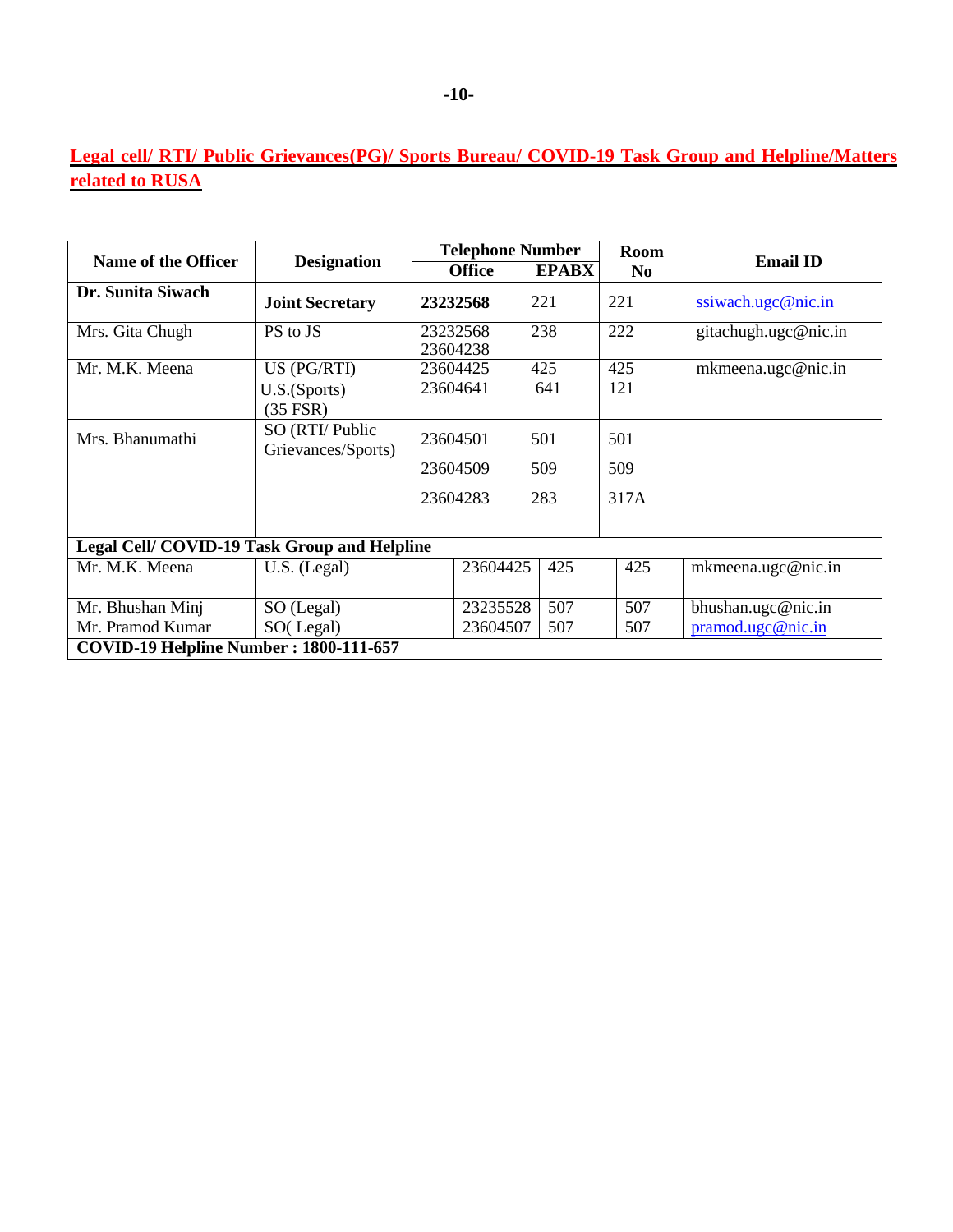## Legal cell/ RTI/ Public Grievances(PG)/ Sports Bureau/ COVID-19 Task Group and Helpline/Matters related to RUSA

| Name of the Officer | Designation | Telephone Number | | Room No | Email ID |
|---|---|---|---|---|---|
| | | Office | EPABX | | |
| **Dr. Sunita Siwach** | **Joint Secretary** | **23232568** | 221 | 221 | ssiwach.ugc@nic.in |
| Mrs. Gita Chugh | PS to JS | 23232568 23604238 | 238 | 222 | gitachugh.ugc@nic.in |
| Mr. M.K. Meena | US (PG/RTI) | 23604425 | 425 | 425 | mkmeena.ugc@nic.in |
| | U.S.(Sports) (35 FSR) | 23604641 | 641 | 121 | |
| Mrs. Bhanumathi | SO (RTI/ Public Grievances/Sports) | 23604501 23604509 23604283 | 501 509 283 | 501 509 317A | |
| **Legal Cell/ COVID-19 Task Group and Helpline** | | | | | |
| Mr. M.K. Meena | U.S. (Legal) | 23604425 | 425 | 425 | mkmeena.ugc@nic.in |
| Mr. Bhushan Minj | SO (Legal) | 23235528 | 507 | 507 | bhushan.ugc@nic.in |
| Mr. Pramod Kumar | SO( Legal) | 23604507 | 507 | 507 | pramod.ugc@nic.in |
| **COVID-19 Helpline Number : 1800-111-657** | | | | | |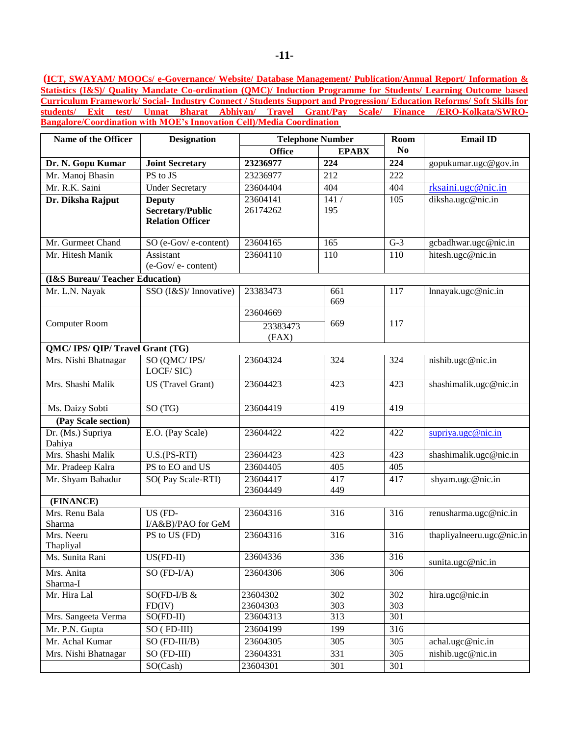**(ICT, SWAYAM/ MOOCs/ e-Governance/ Website/ Database Management/ Publication/Annual Report/ Information & Statistics (I&S)/ Quality Mandate Co-ordination (QMC)/ Induction Programme for Students/ Learning Outcome based Curriculum Framework/ Social- Industry Connect / Students Support and Progression/ Education Reforms/ Soft Skills for students/ Exit test/ Unnat Bharat Abhiyan/ Travel Grant/Pay Scale/ Finance /ERO-Kolkata/SWRO-Bangalore/Coordination with MOE's Innovation Cell)/Media Coordination**

| Name of the Officer | Designation | Telephone Number | | Room No | Email ID |
|---|---|---|---|---|---|
| | | Office | EPABX | | |
| **Dr. N. Gopu Kumar** | **Joint Secretary** | **23236977** | **224** | **224** | gopukumar.ugc@gov.in |
| Mr. Manoj Bhasin | PS to JS | 23236977 | 212 | 222 | |
| Mr. R.K. Saini | Under Secretary | 23604404 | 404 | 404 | rksaini.ugc@nic.in |
| **Dr. Diksha Rajput** | **Deputy Secretary/Public Relation Officer** | 23604141<br>26174262 | 141 /<br>195 | 105 | diksha.ugc@nic.in |
| Mr. Gurmeet Chand | SO (e-Gov/ e-content) | 23604165 | 165 | G-3 | gcbadhwar.ugc@nic.in |
| Mr. Hitesh Manik | Assistant (e-Gov/ e- content) | 23604110 | 110 | 110 | hitesh.ugc@nic.in |
| **(I&S Bureau/ Teacher Education)** | | | | | |
| Mr. L.N. Nayak | SSO (I&S)/ Innovative) | 23383473 | 661<br>669 | 117 | lnnayak.ugc@nic.in |
| Computer Room | | 23604669<br>23383473 (FAX) | 669 | 117 | |
| **QMC/ IPS/ QIP/ Travel Grant (TG)** | | | | | |
| Mrs. Nishi Bhatnagar | SO (QMC/ IPS/ LOCF/ SIC) | 23604324 | 324 | 324 | nishib.ugc@nic.in |
| Mrs. Shashi Malik | US (Travel Grant) | 23604423 | 423 | 423 | shashimalik.ugc@nic.in |
| Ms. Daizy Sobti | SO (TG) | 23604419 | 419 | 419 | |
| **(Pay Scale section)** | | | | | |
| Dr. (Ms.) Supriya Dahiya | E.O. (Pay Scale) | 23604422 | 422 | 422 | supriya.ugc@nic.in |
| Mrs. Shashi Malik | U.S.(PS-RTI) | 23604423 | 423 | 423 | shashimalik.ugc@nic.in |
| Mr. Pradeep Kalra | PS to EO and US | 23604405 | 405 | 405 | |
| Mr. Shyam Bahadur | SO( Pay Scale-RTI) | 23604417<br>23604449 | 417<br>449 | 417 | shyam.ugc@nic.in |
| **(FINANCE)** | | | | | |
| Mrs. Renu Bala Sharma | US (FD-I/A&B)/PAO for GeM | 23604316 | 316 | 316 | renusharma.ugc@nic.in |
| Mrs. Neeru Thapliyal | PS to US (FD) | 23604316 | 316 | 316 | thapliyalneeru.ugc@nic.in |
| Ms. Sunita Rani | US(FD-II) | 23604336 | 336 | 316 | sunita.ugc@nic.in |
| Mrs. Anita Sharma-I | SO (FD-I/A) | 23604306 | 306 | 306 | |
| Mr. Hira Lal | SO(FD-I/B & FD(IV) | 23604302<br>23604303 | 302<br>303 | 302<br>303 | hira.ugc@nic.in |
| Mrs. Sangeeta Verma | SO(FD-II) | 23604313 | 313 | 301 | |
| Mr. P.N. Gupta | SO ( FD-III) | 23604199 | 199 | 316 | |
| Mr. Achal Kumar | SO (FD-III/B) | 23604305 | 305 | 305 | achal.ugc@nic.in |
| Mrs. Nishi Bhatnagar | SO (FD-III) | 23604331 | 331 | 305 | nishib.ugc@nic.in |
| | SO(Cash) | 23604301 | 301 | 301 | |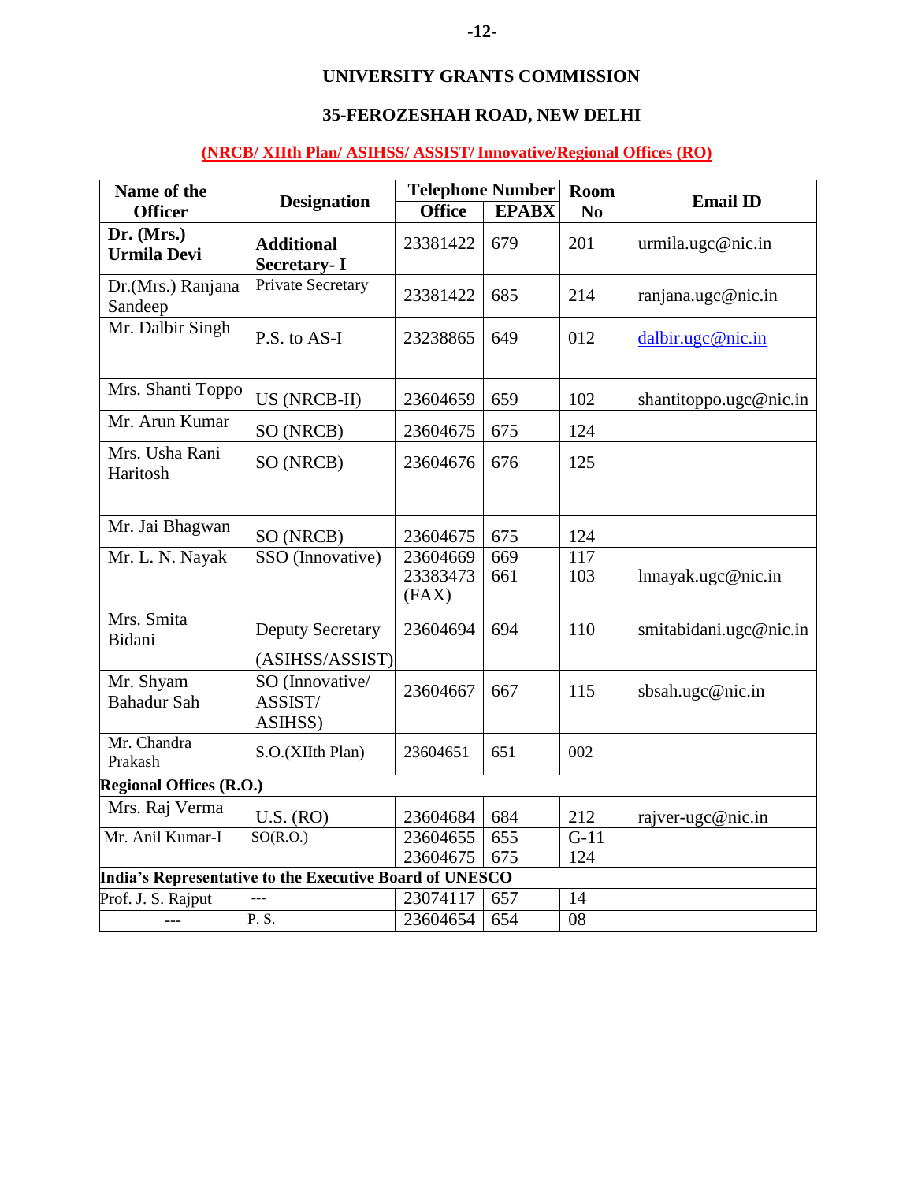**UNIVERSITY GRANTS COMMISSION**

**35-FEROZESHAH ROAD, NEW DELHI**

**(NRCB/ XIIth Plan/ ASIHSS/ ASSIST/ Innovative/Regional Offices (RO)**

| Name of the Officer | Designation | Telephone Number | | Room No | Email ID |
|---|---|---|---|---|---|
| | | Office | EPABX | | |
| **Dr. (Mrs.) Urmila Devi** | **Additional Secretary- I** | 23381422 | 679 | 201 | urmila.ugc@nic.in |
| Dr.(Mrs.) Ranjana Sandeep | Private Secretary | 23381422 | 685 | 214 | ranjana.ugc@nic.in |
| Mr. Dalbir Singh | P.S. to AS-I | 23238865 | 649 | 012 | dalbir.ugc@nic.in |
| Mrs. Shanti Toppo | US (NRCB-II) | 23604659 | 659 | 102 | shantitoppo.ugc@nic.in |
| Mr. Arun Kumar | SO (NRCB) | 23604675 | 675 | 124 | |
| Mrs. Usha Rani Haritosh | SO (NRCB) | 23604676 | 676 | 125 | |
| Mr. Jai Bhagwan | SO (NRCB) | 23604675 | 675 | 124 | |
| Mr. L. N. Nayak | SSO (Innovative) | 23604669 23383473 (FAX) | 669 661 | 117 103 | lnnayak.ugc@nic.in |
| Mrs. Smita Bidani | Deputy Secretary (ASIHSS/ASSIST) | 23604694 | 694 | 110 | smitabidani.ugc@nic.in |
| Mr. Shyam Bahadur Sah | SO (Innovative/ ASSIST/ ASIHSS) | 23604667 | 667 | 115 | sbsah.ugc@nic.in |
| Mr. Chandra Prakash | S.O.(XIIth Plan) | 23604651 | 651 | 002 | |
| **Regional Offices (R.O.)** | | | | | |
| Mrs. Raj Verma | U.S. (RO) | 23604684 | 684 | 212 | rajver-ugc@nic.in |
| Mr. Anil Kumar-I | SO(R.O.) | 23604655 23604675 | 655 675 | G-11 124 | |
| **India's Representative to the Executive Board of UNESCO** | | | | | |
| Prof. J. S. Rajput | --- | 23074117 | 657 | 14 | |
| --- | P. S. | 23604654 | 654 | 08 | |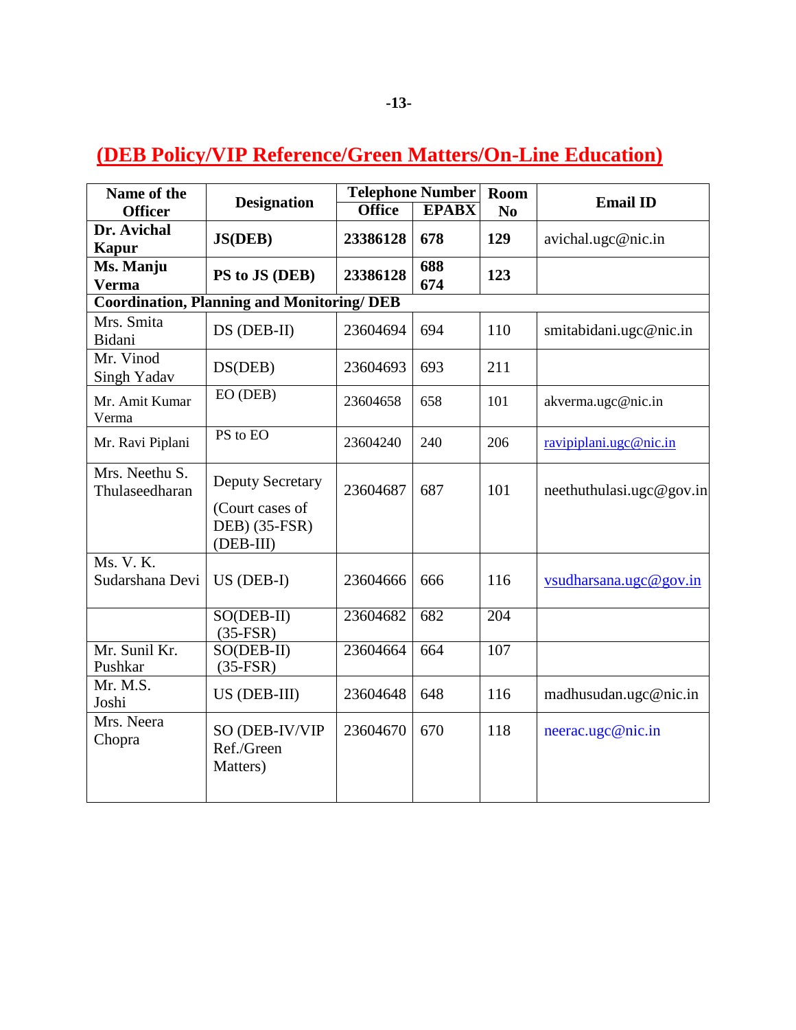## (DEB Policy/VIP Reference/Green Matters/On-Line Education)

| Name of the Officer | Designation | Telephone Number | | Room No | Email ID |
|---|---|---|---|---|---|
| | | Office | EPABX | | |
| **Dr. Avichal Kapur** | **JS(DEB)** | **23386128** | **678** | **129** | avichal.ugc@nic.in |
| **Ms. Manju Verma** | **PS to JS (DEB)** | **23386128** | **688 674** | **123** | |
| **Coordination, Planning and Monitoring/ DEB** | | | | | |
| Mrs. Smita Bidani | DS (DEB-II) | 23604694 | 694 | 110 | smitabidani.ugc@nic.in |
| Mr. Vinod Singh Yadav | DS(DEB) | 23604693 | 693 | 211 | |
| Mr. Amit Kumar Verma | EO (DEB) | 23604658 | 658 | 101 | akverma.ugc@nic.in |
| Mr. Ravi Piplani | PS to EO | 23604240 | 240 | 206 | ravipiplani.ugc@nic.in |
| Mrs. Neethu S. Thulaseedharan | Deputy Secretary (Court cases of DEB) (35-FSR) (DEB-III) | 23604687 | 687 | 101 | neethuthulasi.ugc@gov.in |
| Ms. V. K. Sudarshana Devi | US (DEB-I) | 23604666 | 666 | 116 | vsudharsana.ugc@gov.in |
| | SO(DEB-II) (35-FSR) | 23604682 | 682 | 204 | |
| Mr. Sunil Kr. Pushkar | SO(DEB-II) (35-FSR) | 23604664 | 664 | 107 | |
| Mr. M.S. Joshi | US (DEB-III) | 23604648 | 648 | 116 | madhusudan.ugc@nic.in |
| Mrs. Neera Chopra | SO (DEB-IV/VIP Ref./Green Matters) | 23604670 | 670 | 118 | neerac.ugc@nic.in |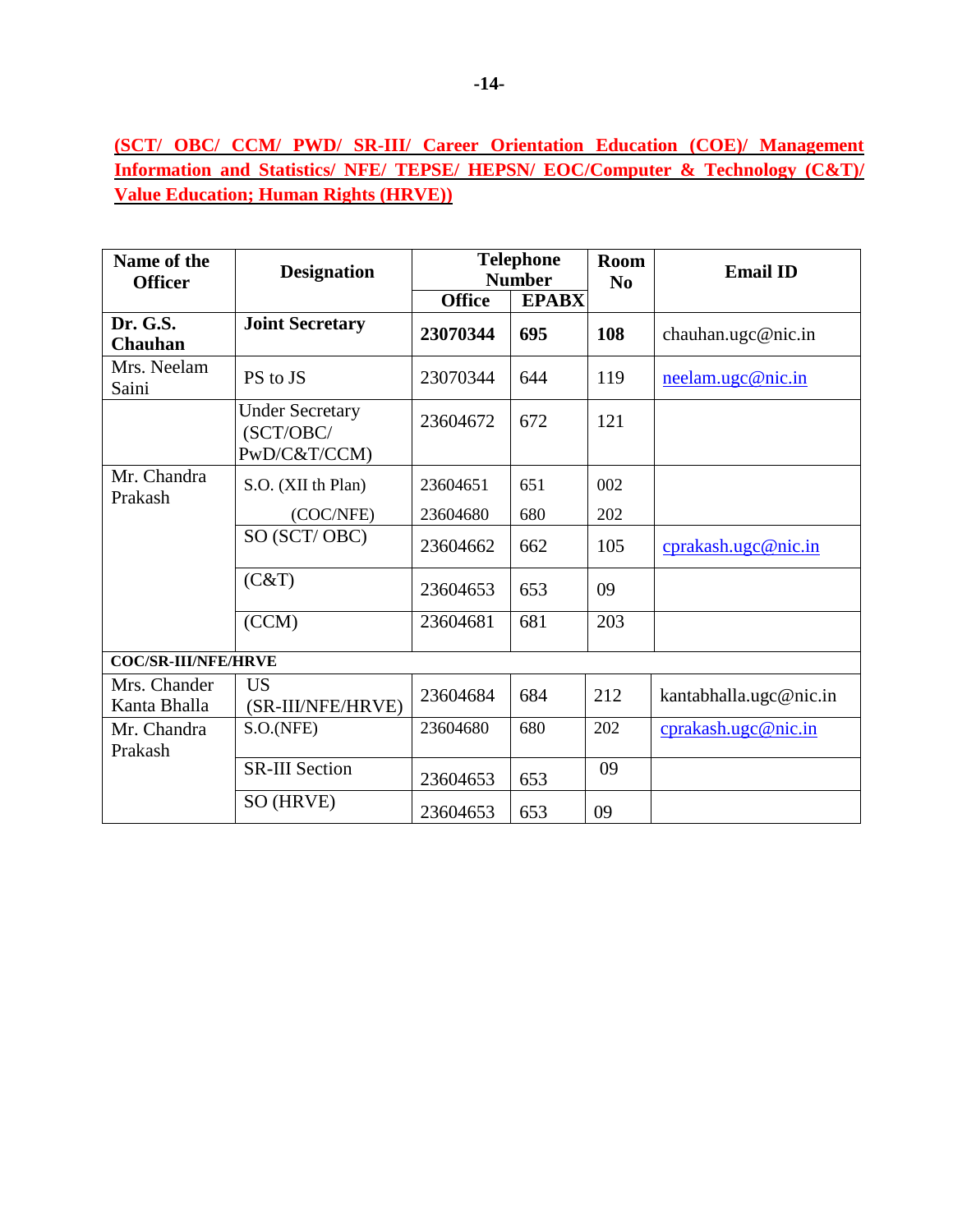**(SCT/ OBC/ CCM/ PWD/ SR-III/ Career Orientation Education (COE)/ Management Information and Statistics/ NFE/ TEPSE/ HEPSN/ EOC/Computer & Technology (C&T)/ Value Education; Human Rights (HRVE))**

| Name of the Officer | Designation | Telephone Number | | Room No | Email ID |
|---|---|---|---|---|---|
| | | Office | EPABX | | |
| **Dr. G.S. Chauhan** | **Joint Secretary** | **23070344** | **695** | **108** | chauhan.ugc@nic.in |
| Mrs. Neelam Saini | PS to JS | 23070344 | 644 | 119 | neelam.ugc@nic.in |
| | Under Secretary (SCT/OBC/ PwD/C&T/CCM) | 23604672 | 672 | 121 | |
| Mr. Chandra Prakash | S.O. (XII th Plan) | 23604651 | 651 | 002 | |
| | (COC/NFE) | 23604680 | 680 | 202 | |
| | SO (SCT/ OBC) | 23604662 | 662 | 105 | cprakash.ugc@nic.in |
| | (C&T) | 23604653 | 653 | 09 | |
| | (CCM) | 23604681 | 681 | 203 | |
| **COC/SR-III/NFE/HRVE** | | | | | |
| Mrs. Chander Kanta Bhalla | US (SR-III/NFE/HRVE) | 23604684 | 684 | 212 | kantabhalla.ugc@nic.in |
| Mr. Chandra Prakash | S.O.(NFE) | 23604680 | 680 | 202 | cprakash.ugc@nic.in |
| | SR-III Section | 23604653 | 653 | 09 | |
| | SO (HRVE) | 23604653 | 653 | 09 | |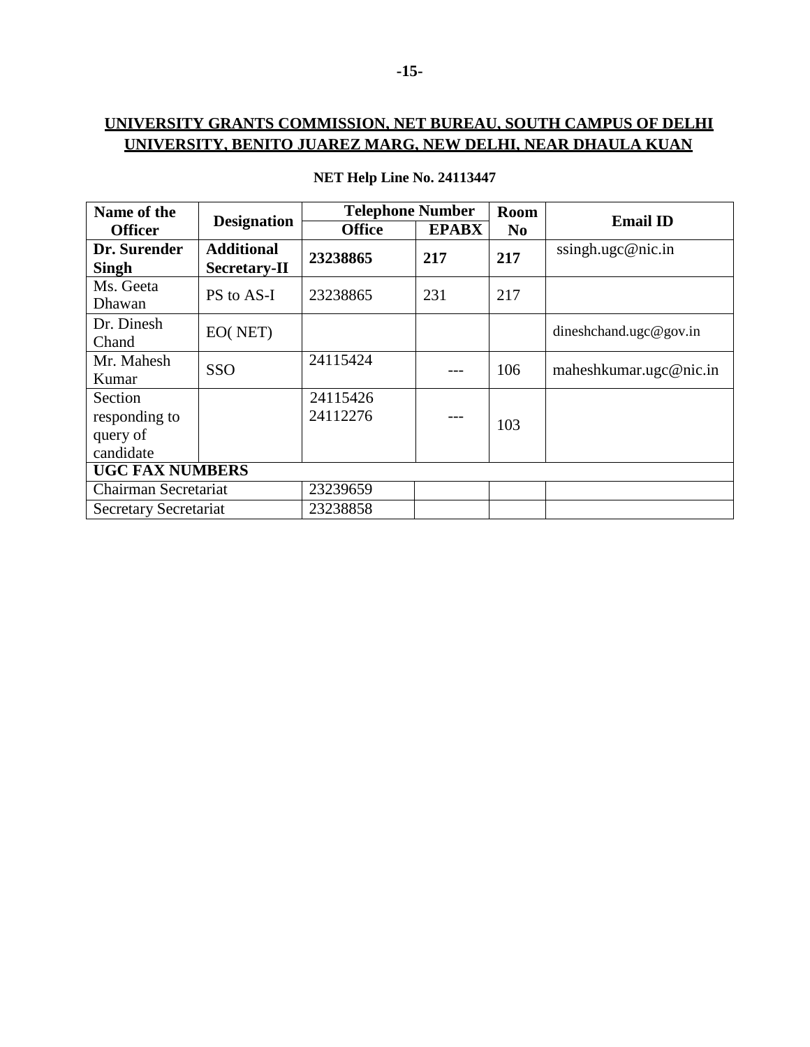## UNIVERSITY GRANTS COMMISSION, NET BUREAU, SOUTH CAMPUS OF DELHI UNIVERSITY, BENITO JUAREZ MARG, NEW DELHI, NEAR DHAULA KUAN

**NET Help Line No. 24113447**

| Name of the Officer | Designation | Telephone Number | | Room No | Email ID |
|---|---|---|---|---|---|
| | | Office | EPABX | | |
| **Dr. Surender Singh** | **Additional Secretary-II** | **23238865** | **217** | **217** | ssingh.ugc@nic.in |
| Ms. Geeta Dhawan | PS to AS-I | 23238865 | 231 | 217 | |
| Dr. Dinesh Chand | EO( NET) | | | | dineshchand.ugc@gov.in |
| Mr. Mahesh Kumar | SSO | 24115424 | --- | 106 | maheshkumar.ugc@nic.in |
| Section responding to query of candidate | | 24115426 24112276 | --- | 103 | |
| **UGC FAX NUMBERS** | | | | | |
| Chairman Secretariat | | 23239659 | | | |
| Secretary Secretariat | | 23238858 | | | |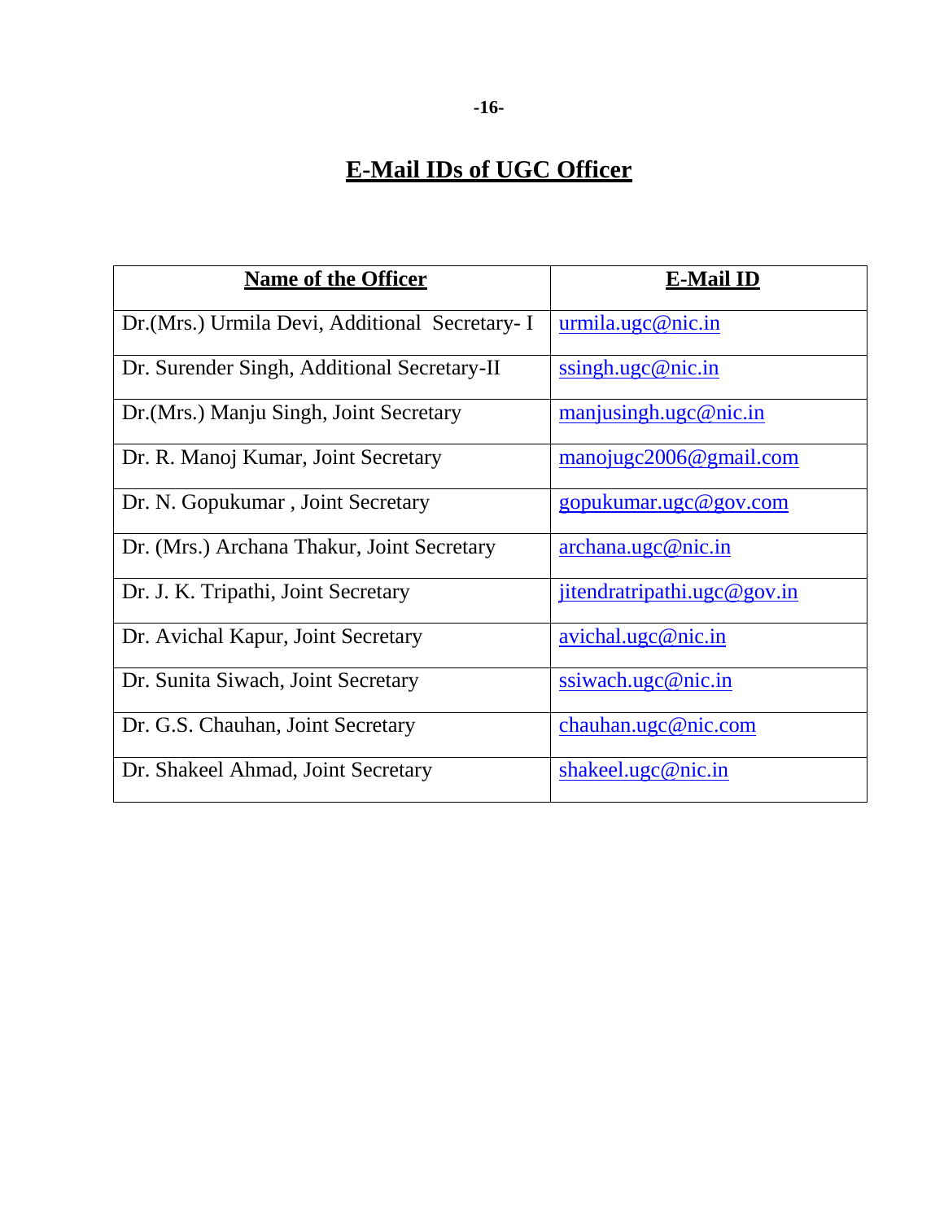# E-Mail IDs of UGC Officer

| Name of the Officer | E-Mail ID |
|---|---|
| Dr.(Mrs.) Urmila Devi, Additional Secretary- I | urmila.ugc@nic.in |
| Dr. Surender Singh, Additional Secretary-II | ssingh.ugc@nic.in |
| Dr.(Mrs.) Manju Singh, Joint Secretary | manjusingh.ugc@nic.in |
| Dr. R. Manoj Kumar, Joint Secretary | manojugc2006@gmail.com |
| Dr. N. Gopukumar , Joint Secretary | gopukumar.ugc@gov.com |
| Dr. (Mrs.) Archana Thakur, Joint Secretary | archana.ugc@nic.in |
| Dr. J. K. Tripathi, Joint Secretary | jitendratripathi.ugc@gov.in |
| Dr. Avichal Kapur, Joint Secretary | avichal.ugc@nic.in |
| Dr. Sunita Siwach, Joint Secretary | ssiwach.ugc@nic.in |
| Dr. G.S. Chauhan, Joint Secretary | chauhan.ugc@nic.com |
| Dr. Shakeel Ahmad, Joint Secretary | shakeel.ugc@nic.in |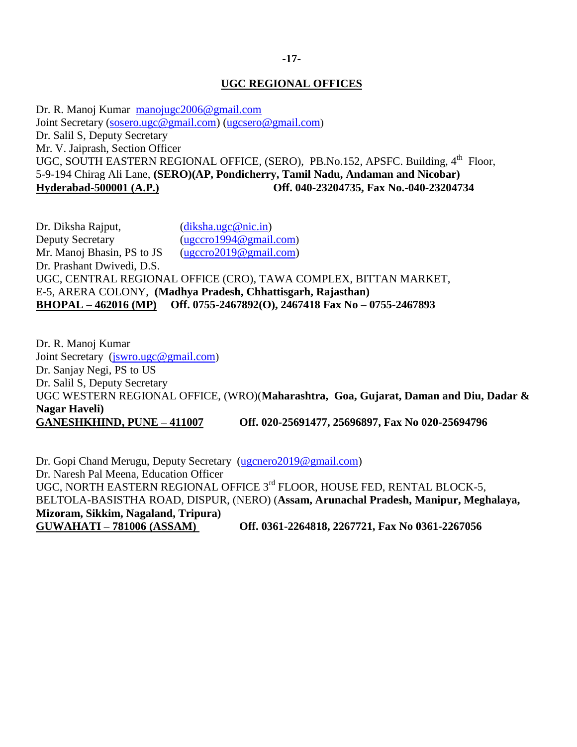## UGC REGIONAL OFFICES

Dr. R. Manoj Kumar manojugc2006@gmail.com
Joint Secretary (sosero.ugc@gmail.com) (ugcsero@gmail.com)
Dr. Salil S, Deputy Secretary
Mr. V. Jaiprash, Section Officer
UGC, SOUTH EASTERN REGIONAL OFFICE, (SERO), PB.No.152, APSFC. Building, 4th Floor,
5-9-194 Chirag Ali Lane, **(SERO)(AP, Pondicherry, Tamil Nadu, Andaman and Nicobar)**
**Hyderabad-500001 (A.P.)** **Off. 040-23204735, Fax No.-040-23204734**

Dr. Diksha Rajput, (diksha.ugc@nic.in)
Deputy Secretary (ugccro1994@gmail.com)
Mr. Manoj Bhasin, PS to JS (ugccro2019@gmail.com)
Dr. Prashant Dwivedi, D.S.
UGC, CENTRAL REGIONAL OFFICE (CRO), TAWA COMPLEX, BITTAN MARKET,
E-5, ARERA COLONY, **(Madhya Pradesh, Chhattisgarh, Rajasthan)**
**BHOPAL – 462016 (MP)** **Off. 0755-2467892(O), 2467418 Fax No – 0755-2467893**

Dr. R. Manoj Kumar
Joint Secretary (jswro.ugc@gmail.com)
Dr. Sanjay Negi, PS to US
Dr. Salil S, Deputy Secretary
UGC WESTERN REGIONAL OFFICE, (WRO)(**Maharashtra, Goa, Gujarat, Daman and Diu, Dadar & Nagar Haveli)**
**GANESHKHIND, PUNE – 411007** **Off. 020-25691477, 25696897, Fax No 020-25694796**

Dr. Gopi Chand Merugu, Deputy Secretary (ugcnero2019@gmail.com)
Dr. Naresh Pal Meena, Education Officer
UGC, NORTH EASTERN REGIONAL OFFICE 3rd FLOOR, HOUSE FED, RENTAL BLOCK-5,
BELTOLA-BASISTHA ROAD, DISPUR, (NERO) (**Assam, Arunachal Pradesh, Manipur, Meghalaya, Mizoram, Sikkim, Nagaland, Tripura)**
**GUWAHATI – 781006 (ASSAM)** **Off. 0361-2264818, 2267721, Fax No 0361-2267056**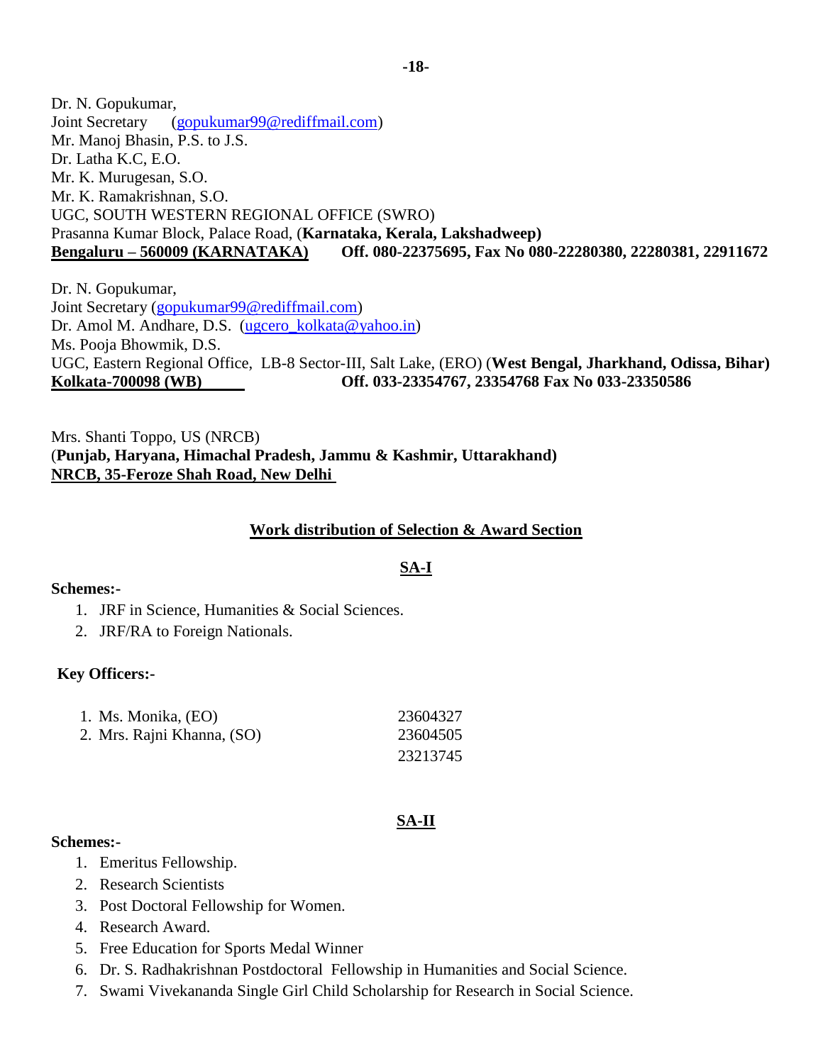Dr. N. Gopukumar,
Joint Secretary (gopukumar99@rediffmail.com)
Mr. Manoj Bhasin, P.S. to J.S.
Dr. Latha K.C, E.O.
Mr. K. Murugesan, S.O.
Mr. K. Ramakrishnan, S.O.
UGC, SOUTH WESTERN REGIONAL OFFICE (SWRO)
Prasanna Kumar Block, Palace Road, (**Karnataka, Kerala, Lakshadweep)**
**Bengaluru – 560009 (KARNATAKA)** **Off. 080-22375695, Fax No 080-22280380, 22280381, 22911672**

Dr. N. Gopukumar,
Joint Secretary (gopukumar99@rediffmail.com)
Dr. Amol M. Andhare, D.S. (ugcero_kolkata@yahoo.in)
Ms. Pooja Bhowmik, D.S.
UGC, Eastern Regional Office, LB-8 Sector-III, Salt Lake, (ERO) (**West Bengal, Jharkhand, Odissa, Bihar)**
**Kolkata-700098 (WB)** **Off. 033-23354767, 23354768 Fax No 033-23350586**

Mrs. Shanti Toppo, US (NRCB)
(**Punjab, Haryana, Himachal Pradesh, Jammu & Kashmir, Uttarakhand)**
**NRCB, 35-Feroze Shah Road, New Delhi**

## Work distribution of Selection & Award Section

### SA-I

**Schemes:-**

1. JRF in Science, Humanities & Social Sciences.
2. JRF/RA to Foreign Nationals.

**Key Officers:-**

| | |
|---|---|
| 1. Ms. Monika, (EO) | 23604327 |
| 2. Mrs. Rajni Khanna, (SO) | 23604505 |
| | 23213745 |

### SA-II

**Schemes:-**

1. Emeritus Fellowship.
2. Research Scientists
3. Post Doctoral Fellowship for Women.
4. Research Award.
5. Free Education for Sports Medal Winner
6. Dr. S. Radhakrishnan Postdoctoral Fellowship in Humanities and Social Science.
7. Swami Vivekananda Single Girl Child Scholarship for Research in Social Science.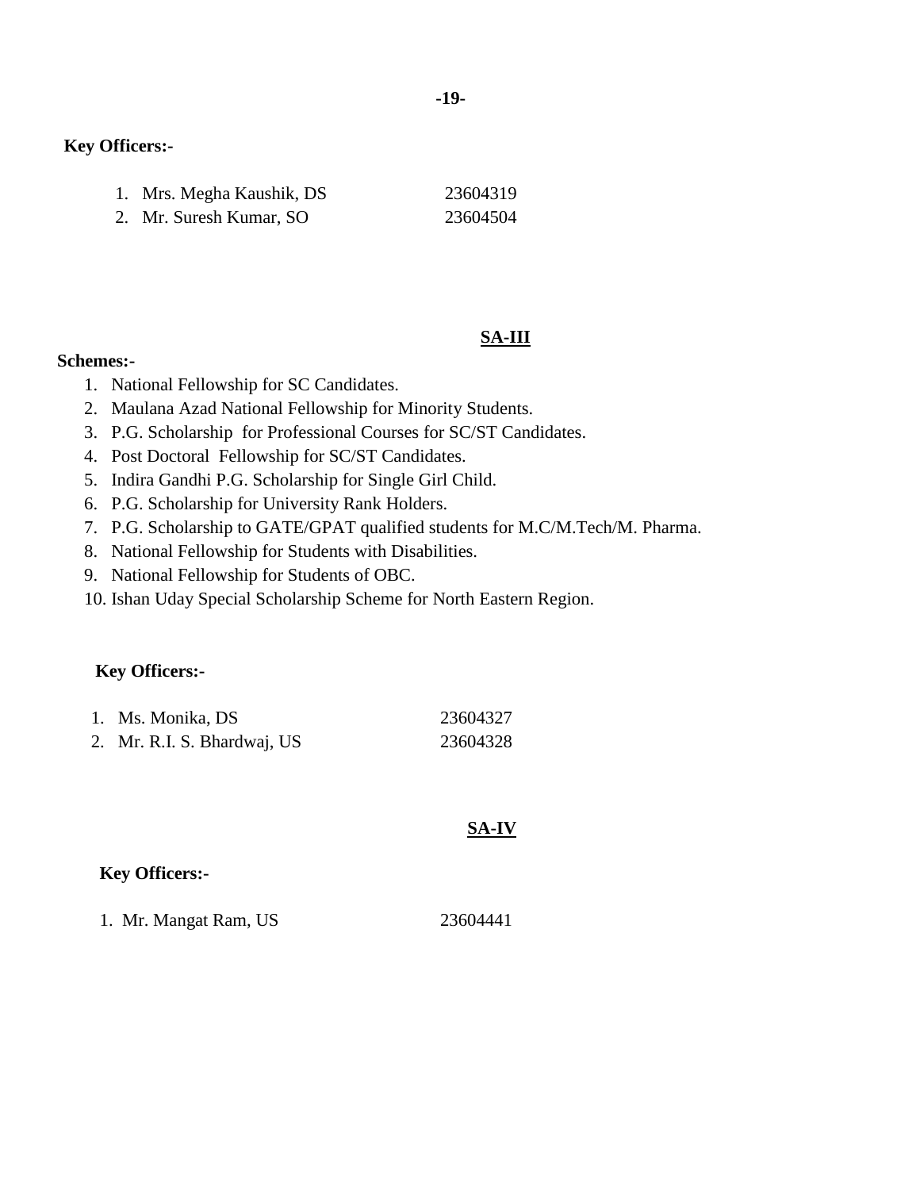**Key Officers:-**

| | | |
|---|---|---|
| 1. | Mrs. Megha Kaushik, DS | 23604319 |
| 2. | Mr. Suresh Kumar, SO | 23604504 |

## SA-III

**Schemes:-**

1. National Fellowship for SC Candidates.
2. Maulana Azad National Fellowship for Minority Students.
3. P.G. Scholarship for Professional Courses for SC/ST Candidates.
4. Post Doctoral Fellowship for SC/ST Candidates.
5. Indira Gandhi P.G. Scholarship for Single Girl Child.
6. P.G. Scholarship for University Rank Holders.
7. P.G. Scholarship to GATE/GPAT qualified students for M.C/M.Tech/M. Pharma.
8. National Fellowship for Students with Disabilities.
9. National Fellowship for Students of OBC.
10. Ishan Uday Special Scholarship Scheme for North Eastern Region.

**Key Officers:-**

| | | |
|---|---|---|
| 1. | Ms. Monika, DS | 23604327 |
| 2. | Mr. R.I. S. Bhardwaj, US | 23604328 |

## SA-IV

**Key Officers:-**

| | | |
|---|---|---|
| 1. | Mr. Mangat Ram, US | 23604441 |